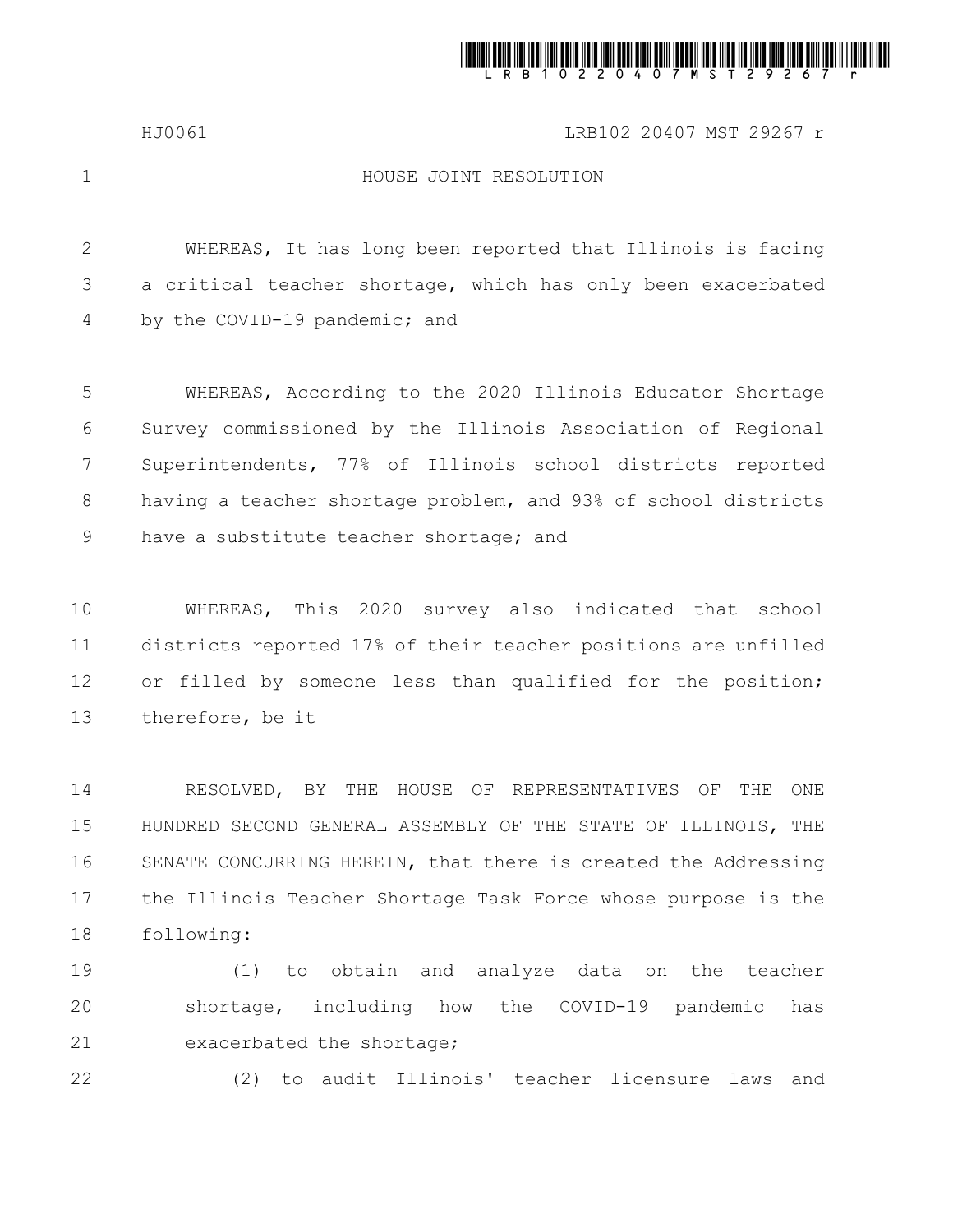HJ0061 LRB102 20407 MST 29267 r

# HOUSE JOINT RESOLUTION

WHEREAS, It has long been reported that Illinois is facing a critical teacher shortage, which has only been exacerbated by the COVID-19 pandemic; and

WHEREAS, According to the 2020 Illinois Educator Shortage Survey commissioned by the Illinois Association of Regional Superintendents, 77% of Illinois school districts reported having a teacher shortage problem, and 93% of school districts have a substitute teacher shortage; and

WHEREAS, This 2020 survey also indicated that school districts reported 17% of their teacher positions are unfilled or filled by someone less than qualified for the position; therefore, be it

RESOLVED, BY THE HOUSE OF REPRESENTATIVES OF THE ONE HUNDRED SECOND GENERAL ASSEMBLY OF THE STATE OF ILLINOIS, THE SENATE CONCURRING HEREIN, that there is created the Addressing the Illinois Teacher Shortage Task Force whose purpose is the following:

(1) to obtain and analyze data on the teacher shortage, including how the COVID-19 pandemic has exacerbated the shortage;

(2) to audit Illinois' teacher licensure laws and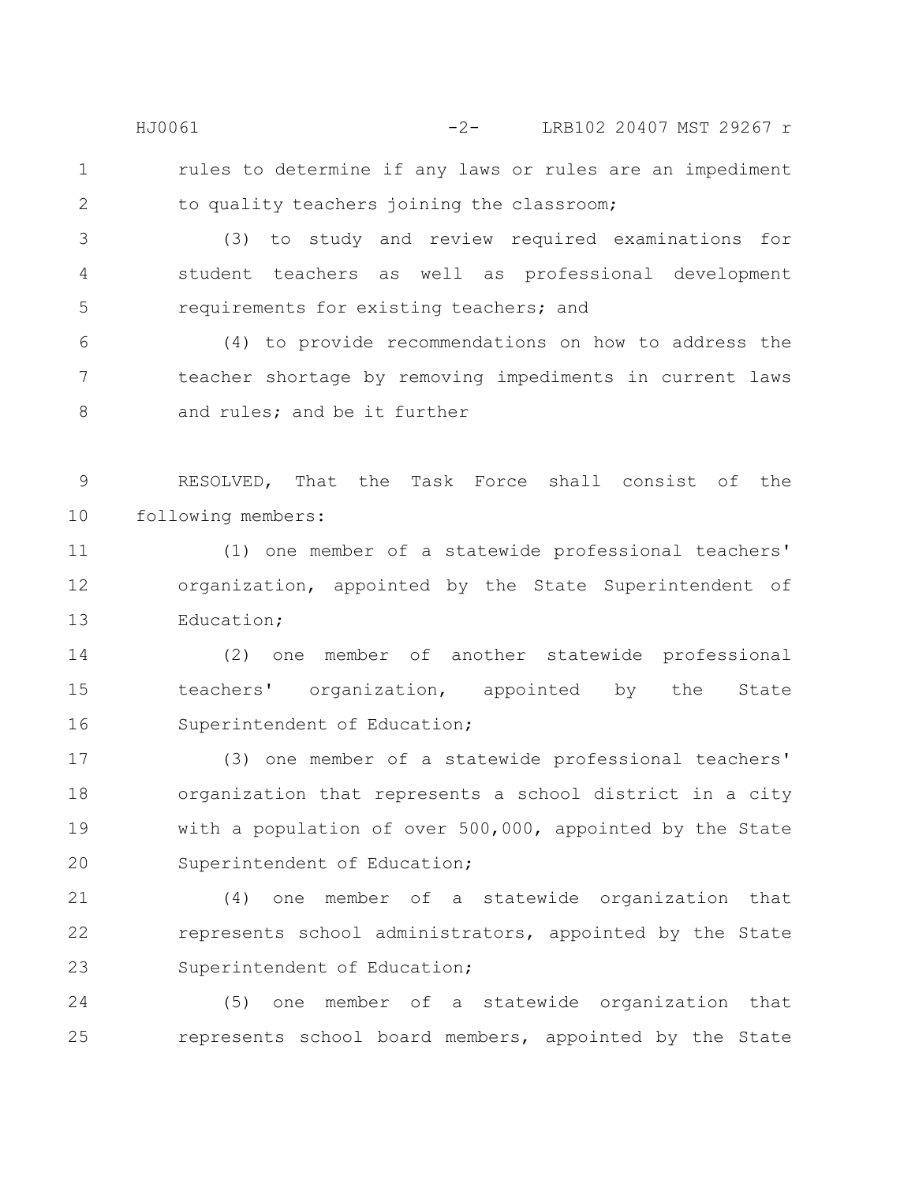rules to determine if any laws or rules are an impediment to quality teachers joining the classroom;

(3) to study and review required examinations for student teachers as well as professional development requirements for existing teachers; and

(4) to provide recommendations on how to address the teacher shortage by removing impediments in current laws and rules; and be it further

RESOLVED, That the Task Force shall consist of the following members:

(1) one member of a statewide professional teachers' organization, appointed by the State Superintendent of Education;

(2) one member of another statewide professional teachers' organization, appointed by the State Superintendent of Education;

(3) one member of a statewide professional teachers' organization that represents a school district in a city with a population of over 500,000, appointed by the State Superintendent of Education;

(4) one member of a statewide organization that represents school administrators, appointed by the State Superintendent of Education;

(5) one member of a statewide organization that represents school board members, appointed by the State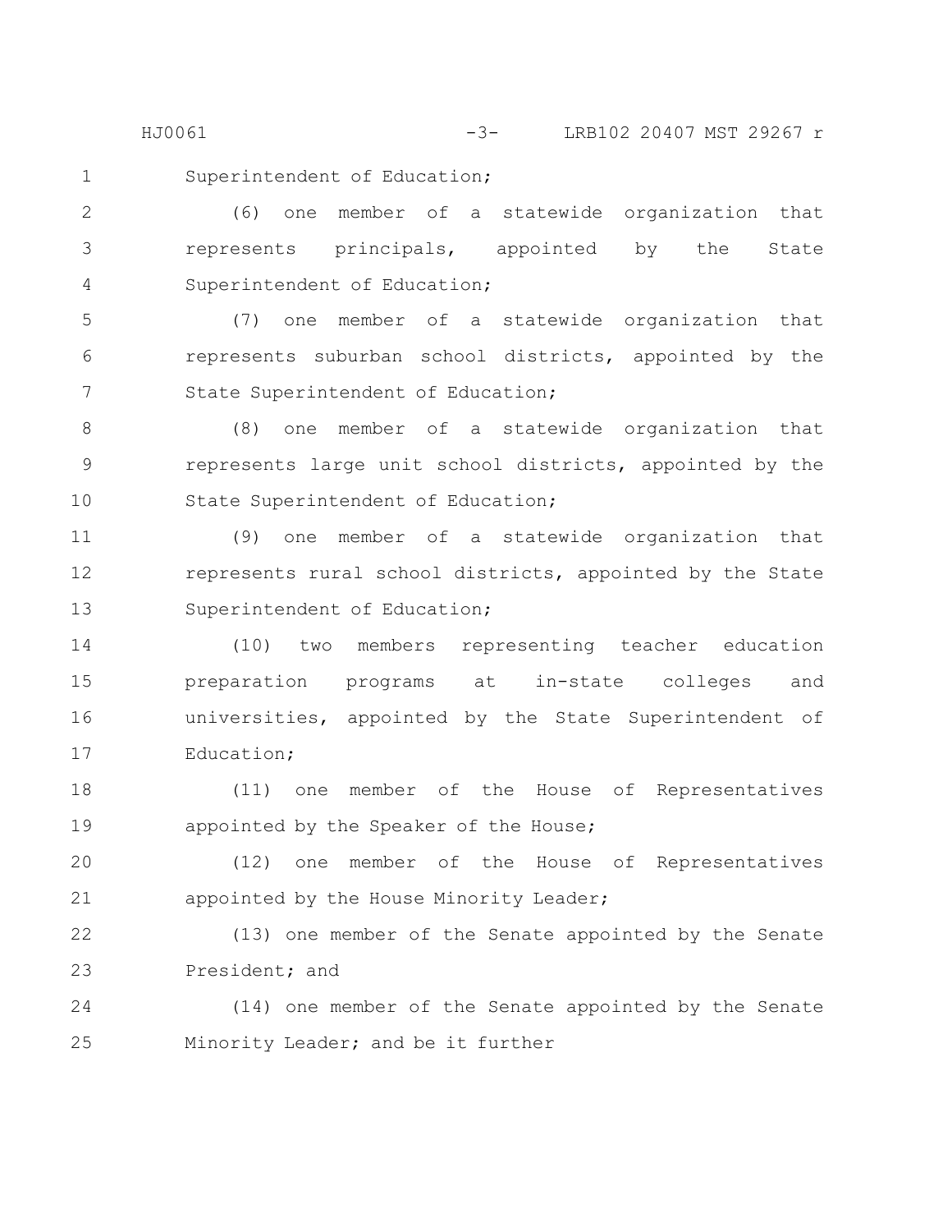Superintendent of Education;

(6) one member of a statewide organization that represents principals, appointed by the State Superintendent of Education;

(7) one member of a statewide organization that represents suburban school districts, appointed by the State Superintendent of Education;

(8) one member of a statewide organization that represents large unit school districts, appointed by the State Superintendent of Education;

(9) one member of a statewide organization that represents rural school districts, appointed by the State Superintendent of Education;

(10) two members representing teacher education preparation programs at in-state colleges and universities, appointed by the State Superintendent of Education;

(11) one member of the House of Representatives appointed by the Speaker of the House;

(12) one member of the House of Representatives appointed by the House Minority Leader;

(13) one member of the Senate appointed by the Senate President; and

(14) one member of the Senate appointed by the Senate Minority Leader; and be it further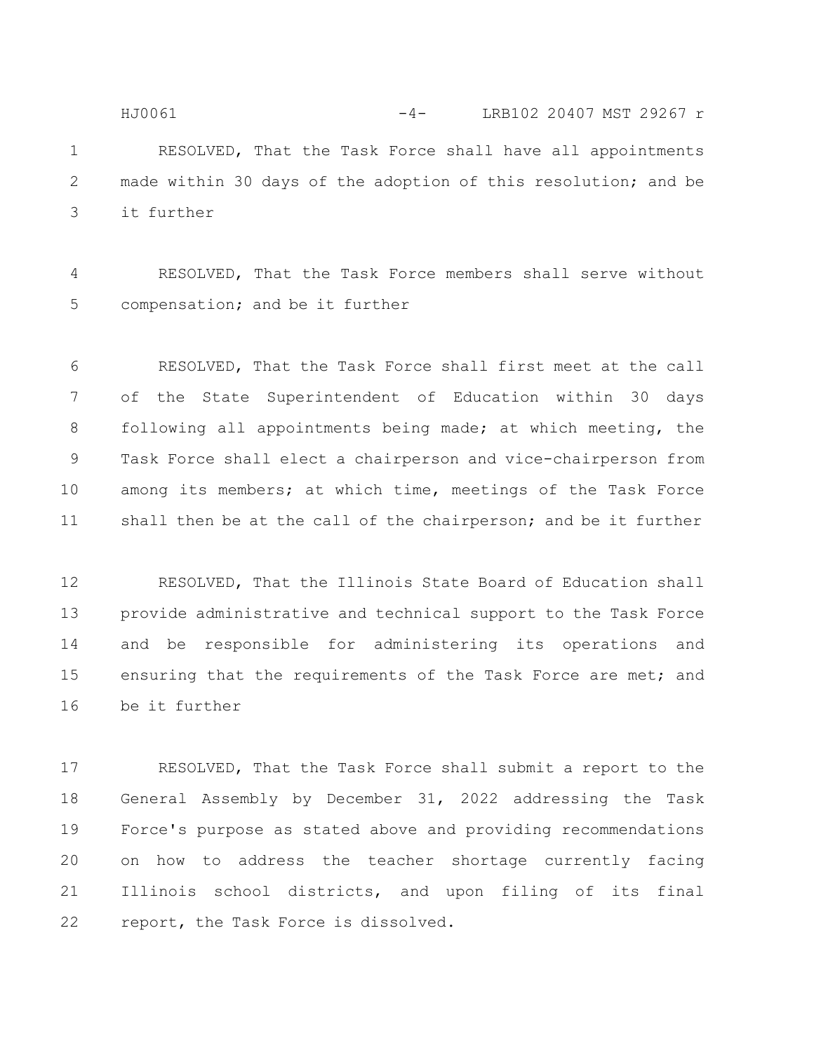RESOLVED, That the Task Force shall have all appointments made within 30 days of the adoption of this resolution; and be it further

RESOLVED, That the Task Force members shall serve without compensation; and be it further

RESOLVED, That the Task Force shall first meet at the call of the State Superintendent of Education within 30 days following all appointments being made; at which meeting, the Task Force shall elect a chairperson and vice-chairperson from among its members; at which time, meetings of the Task Force shall then be at the call of the chairperson; and be it further

RESOLVED, That the Illinois State Board of Education shall provide administrative and technical support to the Task Force and be responsible for administering its operations and ensuring that the requirements of the Task Force are met; and be it further

RESOLVED, That the Task Force shall submit a report to the General Assembly by December 31, 2022 addressing the Task Force's purpose as stated above and providing recommendations on how to address the teacher shortage currently facing Illinois school districts, and upon filing of its final report, the Task Force is dissolved.